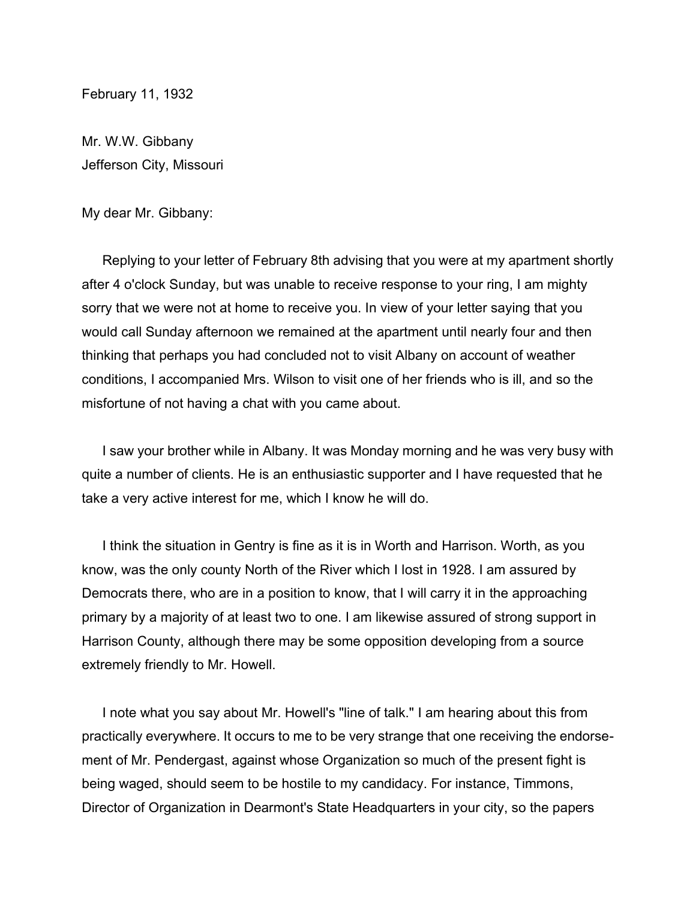February 11, 1932

Mr. W.W. Gibbany
Jefferson City, Missouri

My dear Mr. Gibbany:

Replying to your letter of February 8th advising that you were at my apartment shortly after 4 o'clock Sunday, but was unable to receive response to your ring, I am mighty sorry that we were not at home to receive you. In view of your letter saying that you would call Sunday afternoon we remained at the apartment until nearly four and then thinking that perhaps you had concluded not to visit Albany on account of weather conditions, I accompanied Mrs. Wilson to visit one of her friends who is ill, and so the misfortune of not having a chat with you came about.

I saw your brother while in Albany. It was Monday morning and he was very busy with quite a number of clients. He is an enthusiastic supporter and I have requested that he take a very active interest for me, which I know he will do.

I think the situation in Gentry is fine as it is in Worth and Harrison. Worth, as you know, was the only county North of the River which I lost in 1928. I am assured by Democrats there, who are in a position to know, that I will carry it in the approaching primary by a majority of at least two to one. I am likewise assured of strong support in Harrison County, although there may be some opposition developing from a source extremely friendly to Mr. Howell.

I note what you say about Mr. Howell's "line of talk." I am hearing about this from practically everywhere. It occurs to me to be very strange that one receiving the endorse-ment of Mr. Pendergast, against whose Organization so much of the present fight is being waged, should seem to be hostile to my candidacy. For instance, Timmons, Director of Organization in Dearmont's State Headquarters in your city, so the papers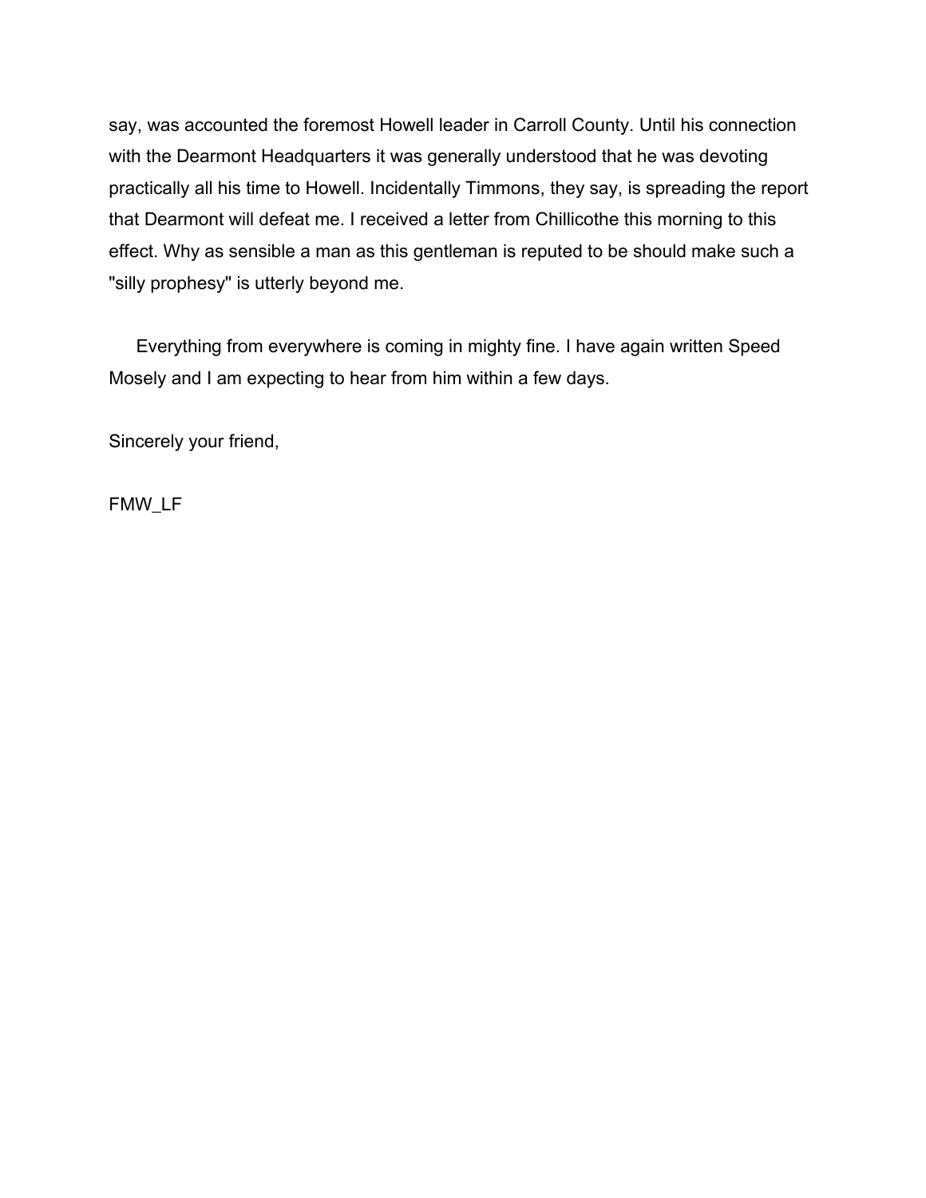say, was accounted the foremost Howell leader in Carroll County. Until his connection with the Dearmont Headquarters it was generally understood that he was devoting practically all his time to Howell. Incidentally Timmons, they say, is spreading the report that Dearmont will defeat me. I received a letter from Chillicothe this morning to this effect. Why as sensible a man as this gentleman is reputed to be should make such a "silly prophesy" is utterly beyond me.

Everything from everywhere is coming in mighty fine. I have again written Speed Mosely and I am expecting to hear from him within a few days.

Sincerely your friend,

FMW_LF